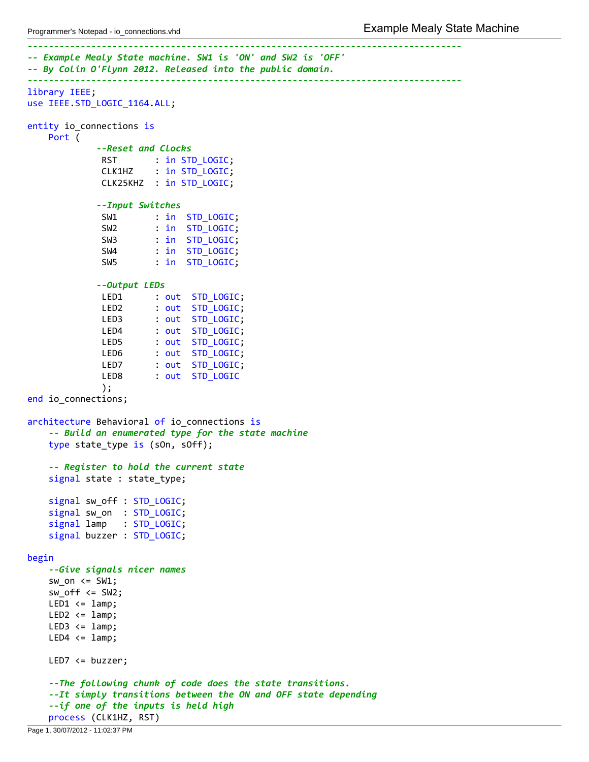```vhdl
--------------------------------------------------------------------------------
-- Example Mealy State machine. SW1 is 'ON' and SW2 is 'OFF'
-- By Colin O'Flynn 2012. Released into the public domain.
--------------------------------------------------------------------------------
library IEEE;
use IEEE.STD_LOGIC_1164.ALL;

entity io_connections is
    Port (
             --Reset and Clocks
              RST       : in STD_LOGIC;
              CLK1HZ    : in STD_LOGIC;
              CLK25KHZ  : in STD_LOGIC;

             --Input Switches
              SW1       : in  STD_LOGIC;
              SW2       : in  STD_LOGIC;
              SW3       : in  STD_LOGIC;
              SW4       : in  STD_LOGIC;
              SW5       : in  STD_LOGIC;

             --Output LEDs
              LED1      : out  STD_LOGIC;
              LED2      : out  STD_LOGIC;
              LED3      : out  STD_LOGIC;
              LED4      : out  STD_LOGIC;
              LED5      : out  STD_LOGIC;
              LED6      : out  STD_LOGIC;
              LED7      : out  STD_LOGIC;
              LED8      : out  STD_LOGIC
              );
end io_connections;

architecture Behavioral of io_connections is
    -- Build an enumerated type for the state machine
    type state_type is (sOn, sOff);

    -- Register to hold the current state
    signal state : state_type;

    signal sw_off : STD_LOGIC;
    signal sw_on  : STD_LOGIC;
    signal lamp   : STD_LOGIC;
    signal buzzer : STD_LOGIC;

begin
    --Give signals nicer names
    sw_on <= SW1;
    sw_off <= SW2;
    LED1 <= lamp;
    LED2 <= lamp;
    LED3 <= lamp;
    LED4 <= lamp;

    LED7 <= buzzer;

    --The following chunk of code does the state transitions.
    --It simply transitions between the ON and OFF state depending
    --if one of the inputs is held high
    process (CLK1HZ, RST)
```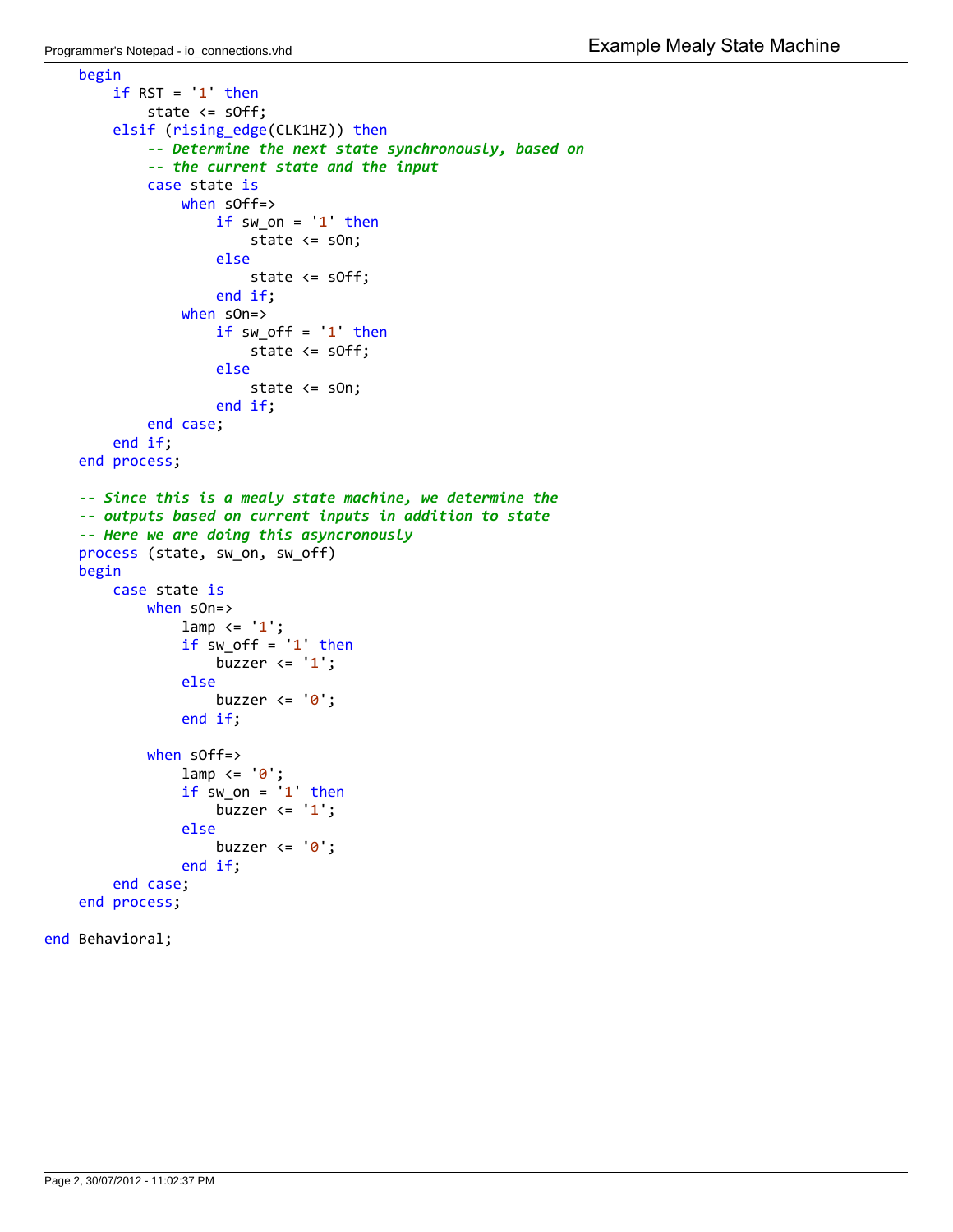```vhdl
    begin
        if RST = '1' then
            state <= sOff;
        elsif (rising_edge(CLK1HZ)) then
            -- Determine the next state synchronously, based on
            -- the current state and the input
            case state is
                when sOff=>
                    if sw_on = '1' then
                        state <= sOn;
                    else
                        state <= sOff;
                    end if;
                when sOn=>
                    if sw_off = '1' then
                        state <= sOff;
                    else
                        state <= sOn;
                    end if;
            end case;
        end if;
    end process;

    -- Since this is a mealy state machine, we determine the
    -- outputs based on current inputs in addition to state
    -- Here we are doing this asyncronously
    process (state, sw_on, sw_off)
    begin
        case state is
            when sOn=>
                lamp <= '1';
                if sw_off = '1' then
                    buzzer <= '1';
                else
                    buzzer <= '0';
                end if;

            when sOff=>
                lamp <= '0';
                if sw_on = '1' then
                    buzzer <= '1';
                else
                    buzzer <= '0';
                end if;
        end case;
    end process;

end Behavioral;
```